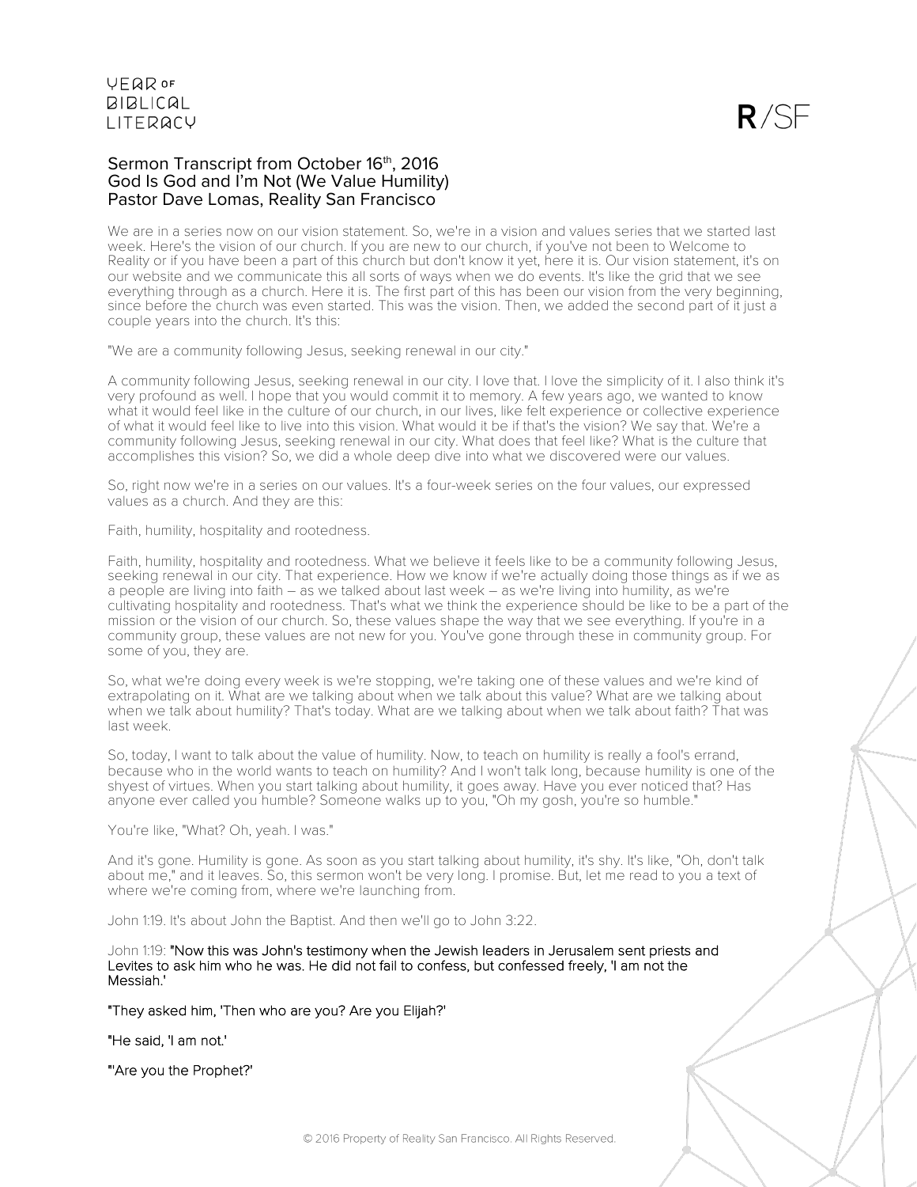# Sermon Transcript from October 16th, 2016
## God Is God and I'm Not (We Value Humility)
### Pastor Dave Lomas, Reality San Francisco

We are in a series now on our vision statement. So, we're in a vision and values series that we started last week. Here's the vision of our church. If you are new to our church, if you've not been to Welcome to Reality or if you have been a part of this church but don't know it yet, here it is. Our vision statement, it's on our website and we communicate this all sorts of ways when we do events. It's like the grid that we see everything through as a church. Here it is. The first part of this has been our vision from the very beginning, since before the church was even started. This was the vision. Then, we added the second part of it just a couple years into the church. It's this:

"We are a community following Jesus, seeking renewal in our city."

A community following Jesus, seeking renewal in our city. I love that. I love the simplicity of it. I also think it's very profound as well. I hope that you would commit it to memory. A few years ago, we wanted to know what it would feel like in the culture of our church, in our lives, like felt experience or collective experience of what it would feel like to live into this vision. What would it be if that's the vision? We say that. We're a community following Jesus, seeking renewal in our city. What does that feel like? What is the culture that accomplishes this vision? So, we did a whole deep dive into what we discovered were our values.

So, right now we're in a series on our values. It's a four-week series on the four values, our expressed values as a church. And they are this:

Faith, humility, hospitality and rootedness.

Faith, humility, hospitality and rootedness. What we believe it feels like to be a community following Jesus, seeking renewal in our city. That experience. How we know if we're actually doing those things as if we as a people are living into faith – as we talked about last week – as we're living into humility, as we're cultivating hospitality and rootedness. That's what we think the experience should be like to be a part of the mission or the vision of our church. So, these values shape the way that we see everything. If you're in a community group, these values are not new for you. You've gone through these in community group. For some of you, they are.

So, what we're doing every week is we're stopping, we're taking one of these values and we're kind of extrapolating on it. What are we talking about when we talk about this value? What are we talking about when we talk about humility? That's today. What are we talking about when we talk about faith? That was last week.

So, today, I want to talk about the value of humility. Now, to teach on humility is really a fool's errand, because who in the world wants to teach on humility? And I won't talk long, because humility is one of the shyest of virtues. When you start talking about humility, it goes away. Have you ever noticed that? Has anyone ever called you humble? Someone walks up to you, "Oh my gosh, you're so humble."

You're like, "What? Oh, yeah. I was."

And it's gone. Humility is gone. As soon as you start talking about humility, it's shy. It's like, "Oh, don't talk about me," and it leaves. So, this sermon won't be very long. I promise. But, let me read to you a text of where we're coming from, where we're launching from.

John 1:19. It's about John the Baptist. And then we'll go to John 3:22.

John 1:19: "Now this was John's testimony when the Jewish leaders in Jerusalem sent priests and Levites to ask him who he was. He did not fail to confess, but confessed freely, 'I am not the Messiah.'

"They asked him, 'Then who are you? Are you Elijah?'

"He said, 'I am not.'

"'Are you the Prophet?'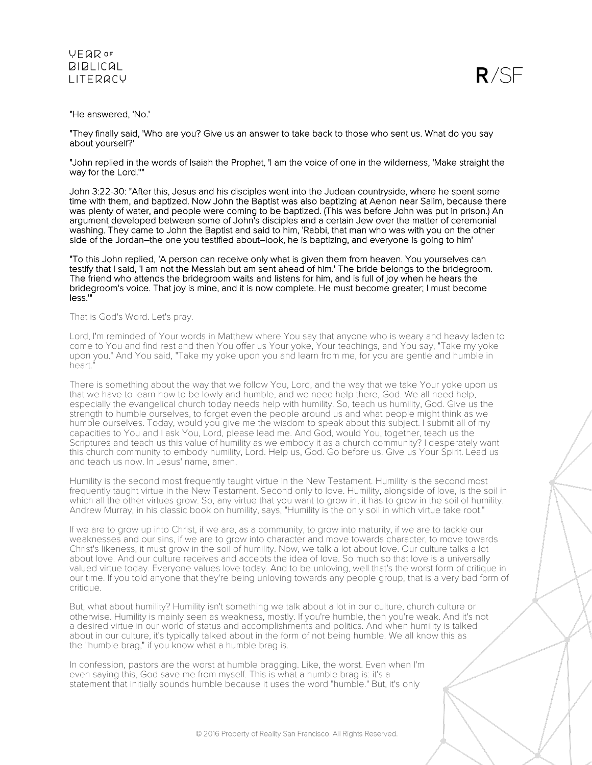"He answered, 'No.'

"They finally said, 'Who are you? Give us an answer to take back to those who sent us. What do you say about yourself?'

"John replied in the words of Isaiah the Prophet, 'I am the voice of one in the wilderness, 'Make straight the way for the Lord.''"

John 3:22-30: "After this, Jesus and his disciples went into the Judean countryside, where he spent some time with them, and baptized. Now John the Baptist was also baptizing at Aenon near Salim, because there was plenty of water, and people were coming to be baptized. (This was before John was put in prison.) An argument developed between some of John's disciples and a certain Jew over the matter of ceremonial washing. They came to John the Baptist and said to him, 'Rabbi, that man who was with you on the other side of the Jordan–the one you testified about–look, he is baptizing, and everyone is going to him'

"To this John replied, 'A person can receive only what is given them from heaven. You yourselves can testify that I said, 'I am not the Messiah but am sent ahead of him.' The bride belongs to the bridegroom. The friend who attends the bridegroom waits and listens for him, and is full of joy when he hears the bridegroom's voice. That joy is mine, and it is now complete. He must become greater; I must become less.'"

That is God's Word. Let's pray.

Lord, I'm reminded of Your words in Matthew where You say that anyone who is weary and heavy laden to come to You and find rest and then You offer us Your yoke, Your teachings, and You say, "Take my yoke upon you." And You said, "Take my yoke upon you and learn from me, for you are gentle and humble in heart."

There is something about the way that we follow You, Lord, and the way that we take Your yoke upon us that we have to learn how to be lowly and humble, and we need help there, God. We all need help, especially the evangelical church today needs help with humility. So, teach us humility, God. Give us the strength to humble ourselves, to forget even the people around us and what people might think as we humble ourselves. Today, would you give me the wisdom to speak about this subject. I submit all of my capacities to You and I ask You, Lord, please lead me. And God, would You, together, teach us the Scriptures and teach us this value of humility as we embody it as a church community? I desperately want this church community to embody humility, Lord. Help us, God. Go before us. Give us Your Spirit. Lead us and teach us now. In Jesus' name, amen.

Humility is the second most frequently taught virtue in the New Testament. Humility is the second most frequently taught virtue in the New Testament. Second only to love. Humility, alongside of love, is the soil in which all the other virtues grow. So, any virtue that you want to grow in, it has to grow in the soil of humility. Andrew Murray, in his classic book on humility, says, "Humility is the only soil in which virtue take root."

If we are to grow up into Christ, if we are, as a community, to grow into maturity, if we are to tackle our weaknesses and our sins, if we are to grow into character and move towards character, to move towards Christ's likeness, it must grow in the soil of humility. Now, we talk a lot about love. Our culture talks a lot about love. And our culture receives and accepts the idea of love. So much so that love is a universally valued virtue today. Everyone values love today. And to be unloving, well that's the worst form of critique in our time. If you told anyone that they're being unloving towards any people group, that is a very bad form of critique.

But, what about humility? Humility isn't something we talk about a lot in our culture, church culture or otherwise. Humility is mainly seen as weakness, mostly. If you're humble, then you're weak. And it's not a desired virtue in our world of status and accomplishments and politics. And when humility is talked about in our culture, it's typically talked about in the form of not being humble. We all know this as the "humble brag," if you know what a humble brag is.

In confession, pastors are the worst at humble bragging. Like, the worst. Even when I'm even saying this, God save me from myself. This is what a humble brag is: it's a statement that initially sounds humble because it uses the word "humble." But, it's only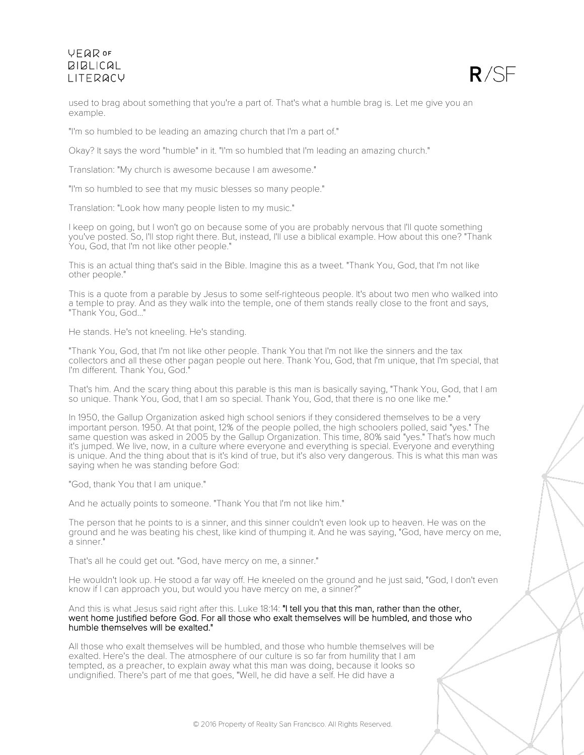used to brag about something that you're a part of. That's what a humble brag is. Let me give you an example.

"I'm so humbled to be leading an amazing church that I'm a part of."

Okay? It says the word "humble" in it. "I'm so humbled that I'm leading an amazing church."

Translation: "My church is awesome because I am awesome."

"I'm so humbled to see that my music blesses so many people."

Translation: "Look how many people listen to my music."

I keep on going, but I won't go on because some of you are probably nervous that I'll quote something you've posted. So, I'll stop right there. But, instead, I'll use a biblical example. How about this one? "Thank You, God, that I'm not like other people."

This is an actual thing that's said in the Bible. Imagine this as a tweet. "Thank You, God, that I'm not like other people."

This is a quote from a parable by Jesus to some self-righteous people. It's about two men who walked into a temple to pray. And as they walk into the temple, one of them stands really close to the front and says, "Thank You, God..."

He stands. He's not kneeling. He's standing.

"Thank You, God, that I'm not like other people. Thank You that I'm not like the sinners and the tax collectors and all these other pagan people out here. Thank You, God, that I'm unique, that I'm special, that I'm different. Thank You, God."

That's him. And the scary thing about this parable is this man is basically saying, "Thank You, God, that I am so unique. Thank You, God, that I am so special. Thank You, God, that there is no one like me."

In 1950, the Gallup Organization asked high school seniors if they considered themselves to be a very important person. 1950. At that point, 12% of the people polled, the high schoolers polled, said "yes." The same question was asked in 2005 by the Gallup Organization. This time, 80% said "yes." That's how much it's jumped. We live, now, in a culture where everyone and everything is special. Everyone and everything is unique. And the thing about that is it's kind of true, but it's also very dangerous. This is what this man was saying when he was standing before God:

"God, thank You that I am unique."

And he actually points to someone. "Thank You that I'm not like him."

The person that he points to is a sinner, and this sinner couldn't even look up to heaven. He was on the ground and he was beating his chest, like kind of thumping it. And he was saying, "God, have mercy on me, a sinner."

That's all he could get out. "God, have mercy on me, a sinner."

He wouldn't look up. He stood a far way off. He kneeled on the ground and he just said, "God, I don't even know if I can approach you, but would you have mercy on me, a sinner?"

And this is what Jesus said right after this. Luke 18:14: "I tell you that this man, rather than the other, went home justified before God. For all those who exalt themselves will be humbled, and those who humble themselves will be exalted."

All those who exalt themselves will be humbled, and those who humble themselves will be exalted. Here's the deal. The atmosphere of our culture is so far from humility that I am tempted, as a preacher, to explain away what this man was doing, because it looks so undignified. There's part of me that goes, "Well, he did have a self. He did have a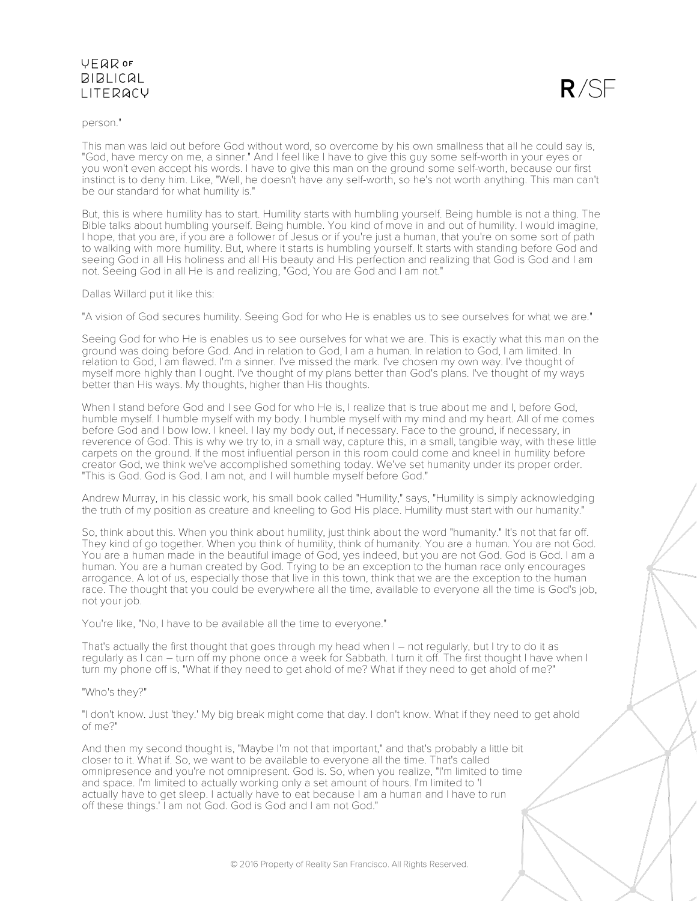person."

This man was laid out before God without word, so overcome by his own smallness that all he could say is, "God, have mercy on me, a sinner." And I feel like I have to give this guy some self-worth in your eyes or you won't even accept his words. I have to give this man on the ground some self-worth, because our first instinct is to deny him. Like, "Well, he doesn't have any self-worth, so he's not worth anything. This man can't be our standard for what humility is."

But, this is where humility has to start. Humility starts with humbling yourself. Being humble is not a thing. The Bible talks about humbling yourself. Being humble. You kind of move in and out of humility. I would imagine, I hope, that you are, if you are a follower of Jesus or if you're just a human, that you're on some sort of path to walking with more humility. But, where it starts is humbling yourself. It starts with standing before God and seeing God in all His holiness and all His beauty and His perfection and realizing that God is God and I am not. Seeing God in all He is and realizing, "God, You are God and I am not."

Dallas Willard put it like this:

"A vision of God secures humility. Seeing God for who He is enables us to see ourselves for what we are."

Seeing God for who He is enables us to see ourselves for what we are. This is exactly what this man on the ground was doing before God. And in relation to God, I am a human. In relation to God, I am limited. In relation to God, I am flawed. I'm a sinner. I've missed the mark. I've chosen my own way. I've thought of myself more highly than I ought. I've thought of my plans better than God's plans. I've thought of my ways better than His ways. My thoughts, higher than His thoughts.

When I stand before God and I see God for who He is, I realize that is true about me and I, before God, humble myself. I humble myself with my body. I humble myself with my mind and my heart. All of me comes before God and I bow low. I kneel. I lay my body out, if necessary. Face to the ground, if necessary, in reverence of God. This is why we try to, in a small way, capture this, in a small, tangible way, with these little carpets on the ground. If the most influential person in this room could come and kneel in humility before creator God, we think we've accomplished something today. We've set humanity under its proper order. "This is God. God is God. I am not, and I will humble myself before God."

Andrew Murray, in his classic work, his small book called "Humility," says, "Humility is simply acknowledging the truth of my position as creature and kneeling to God His place. Humility must start with our humanity."

So, think about this. When you think about humility, just think about the word "humanity." It's not that far off. They kind of go together. When you think of humility, think of humanity. You are a human. You are not God. You are a human made in the beautiful image of God, yes indeed, but you are not God. God is God. I am a human. You are a human created by God. Trying to be an exception to the human race only encourages arrogance. A lot of us, especially those that live in this town, think that we are the exception to the human race. The thought that you could be everywhere all the time, available to everyone all the time is God's job, not your job.

You're like, "No, I have to be available all the time to everyone."

That's actually the first thought that goes through my head when I – not regularly, but I try to do it as regularly as I can – turn off my phone once a week for Sabbath. I turn it off. The first thought I have when I turn my phone off is, "What if they need to get ahold of me? What if they need to get ahold of me?"

"Who's they?"

"I don't know. Just 'they.' My big break might come that day. I don't know. What if they need to get ahold of me?"

And then my second thought is, "Maybe I'm not that important," and that's probably a little bit closer to it. What if. So, we want to be available to everyone all the time. That's called omnipresence and you're not omnipresent. God is. So, when you realize, "I'm limited to time and space. I'm limited to actually working only a set amount of hours. I'm limited to 'I actually have to get sleep. I actually have to eat because I am a human and I have to run off these things.' I am not God. God is God and I am not God."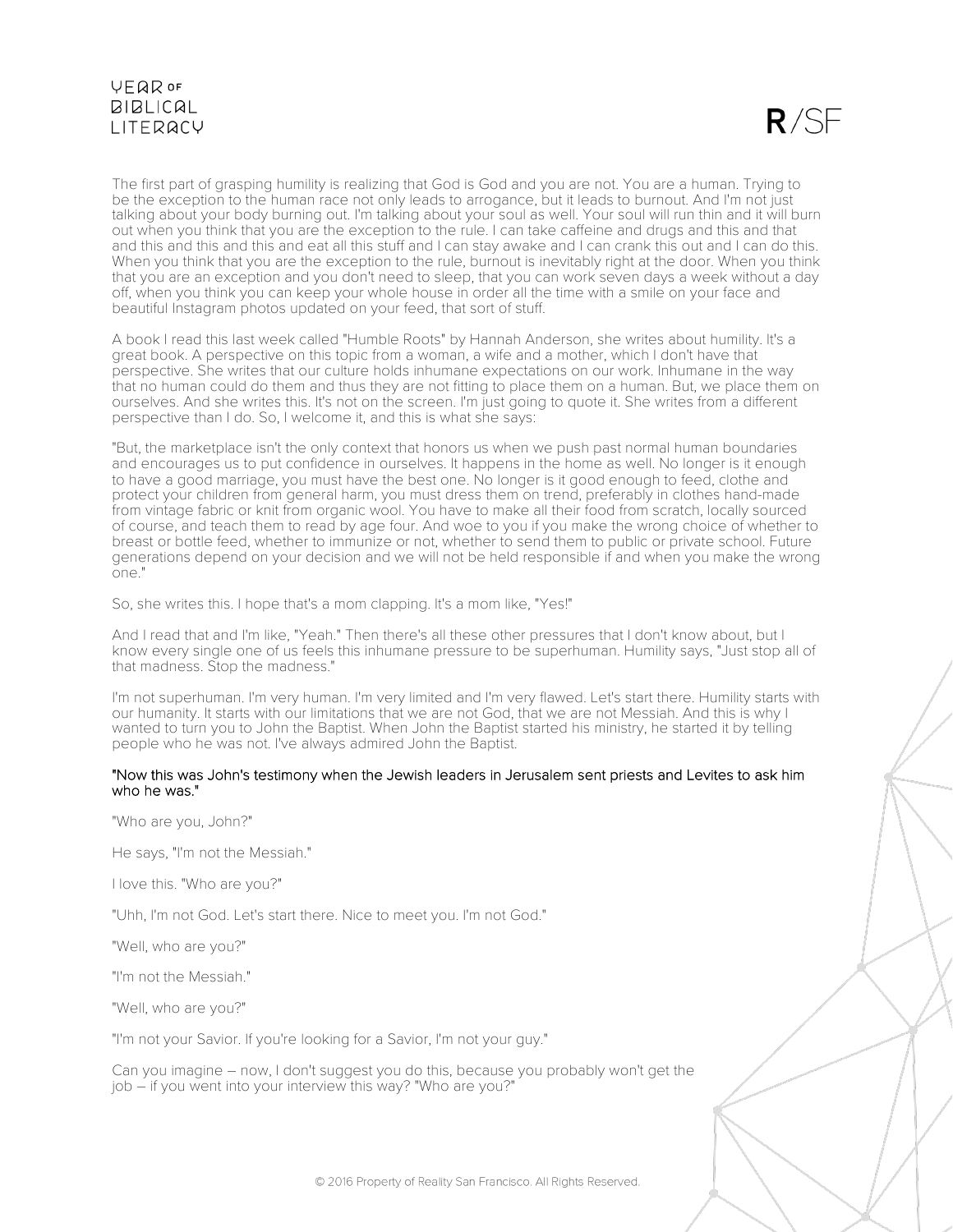The first part of grasping humility is realizing that God is God and you are not. You are a human. Trying to be the exception to the human race not only leads to arrogance, but it leads to burnout. And I'm not just talking about your body burning out. I'm talking about your soul as well. Your soul will run thin and it will burn out when you think that you are the exception to the rule. I can take caffeine and drugs and this and that and this and this and this and eat all this stuff and I can stay awake and I can crank this out and I can do this. When you think that you are the exception to the rule, burnout is inevitably right at the door. When you think that you are an exception and you don't need to sleep, that you can work seven days a week without a day off, when you think you can keep your whole house in order all the time with a smile on your face and beautiful Instagram photos updated on your feed, that sort of stuff.

A book I read this last week called "Humble Roots" by Hannah Anderson, she writes about humility. It's a great book. A perspective on this topic from a woman, a wife and a mother, which I don't have that perspective. She writes that our culture holds inhumane expectations on our work. Inhumane in the way that no human could do them and thus they are not fitting to place them on a human. But, we place them on ourselves. And she writes this. It's not on the screen. I'm just going to quote it. She writes from a different perspective than I do. So, I welcome it, and this is what she says:

"But, the marketplace isn't the only context that honors us when we push past normal human boundaries and encourages us to put confidence in ourselves. It happens in the home as well. No longer is it enough to have a good marriage, you must have the best one. No longer is it good enough to feed, clothe and protect your children from general harm, you must dress them on trend, preferably in clothes hand-made from vintage fabric or knit from organic wool. You have to make all their food from scratch, locally sourced of course, and teach them to read by age four. And woe to you if you make the wrong choice of whether to breast or bottle feed, whether to immunize or not, whether to send them to public or private school. Future generations depend on your decision and we will not be held responsible if and when you make the wrong one."

So, she writes this. I hope that's a mom clapping. It's a mom like, "Yes!"

And I read that and I'm like, "Yeah." Then there's all these other pressures that I don't know about, but I know every single one of us feels this inhumane pressure to be superhuman. Humility says, "Just stop all of that madness. Stop the madness."

I'm not superhuman. I'm very human. I'm very limited and I'm very flawed. Let's start there. Humility starts with our humanity. It starts with our limitations that we are not God, that we are not Messiah. And this is why I wanted to turn you to John the Baptist. When John the Baptist started his ministry, he started it by telling people who he was not. I've always admired John the Baptist.

"Now this was John's testimony when the Jewish leaders in Jerusalem sent priests and Levites to ask him who he was."

"Who are you, John?"

He says, "I'm not the Messiah."

I love this. "Who are you?"

"Uhh, I'm not God. Let's start there. Nice to meet you. I'm not God."

"Well, who are you?"

"I'm not the Messiah."

"Well, who are you?"

"I'm not your Savior. If you're looking for a Savior, I'm not your guy."

Can you imagine – now, I don't suggest you do this, because you probably won't get the job – if you went into your interview this way? "Who are you?"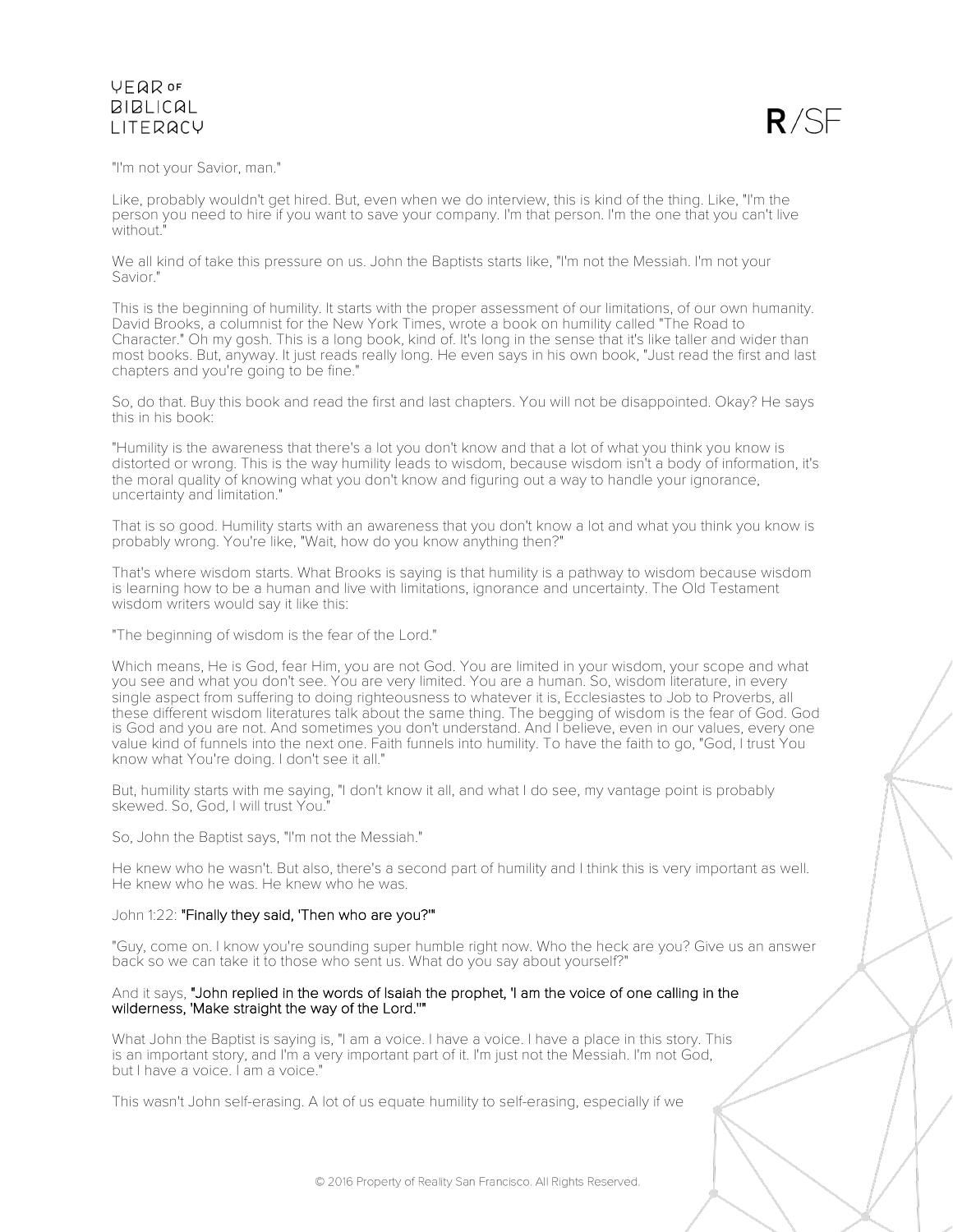"I'm not your Savior, man."

Like, probably wouldn't get hired. But, even when we do interview, this is kind of the thing. Like, "I'm the person you need to hire if you want to save your company. I'm that person. I'm the one that you can't live without."

We all kind of take this pressure on us. John the Baptists starts like, "I'm not the Messiah. I'm not your Savior."

This is the beginning of humility. It starts with the proper assessment of our limitations, of our own humanity. David Brooks, a columnist for the New York Times, wrote a book on humility called "The Road to Character." Oh my gosh. This is a long book, kind of. It's long in the sense that it's like taller and wider than most books. But, anyway. It just reads really long. He even says in his own book, "Just read the first and last chapters and you're going to be fine."

So, do that. Buy this book and read the first and last chapters. You will not be disappointed. Okay? He says this in his book:

"Humility is the awareness that there's a lot you don't know and that a lot of what you think you know is distorted or wrong. This is the way humility leads to wisdom, because wisdom isn't a body of information, it's the moral quality of knowing what you don't know and figuring out a way to handle your ignorance, uncertainty and limitation."

That is so good. Humility starts with an awareness that you don't know a lot and what you think you know is probably wrong. You're like, "Wait, how do you know anything then?"

That's where wisdom starts. What Brooks is saying is that humility is a pathway to wisdom because wisdom is learning how to be a human and live with limitations, ignorance and uncertainty. The Old Testament wisdom writers would say it like this:

"The beginning of wisdom is the fear of the Lord."

Which means, He is God, fear Him, you are not God. You are limited in your wisdom, your scope and what you see and what you don't see. You are very limited. You are a human. So, wisdom literature, in every single aspect from suffering to doing righteousness to whatever it is, Ecclesiastes to Job to Proverbs, all these different wisdom literatures talk about the same thing. The begging of wisdom is the fear of God. God is God and you are not. And sometimes you don't understand. And I believe, even in our values, every one value kind of funnels into the next one. Faith funnels into humility. To have the faith to go, "God, I trust You know what You're doing. I don't see it all."

But, humility starts with me saying, "I don't know it all, and what I do see, my vantage point is probably skewed. So, God, I will trust You."

So, John the Baptist says, "I'm not the Messiah."

He knew who he wasn't. But also, there's a second part of humility and I think this is very important as well. He knew who he was. He knew who he was.

John 1:22: **"Finally they said, 'Then who are you?'"**

"Guy, come on. I know you're sounding super humble right now. Who the heck are you? Give us an answer back so we can take it to those who sent us. What do you say about yourself?"

And it says, **"John replied in the words of Isaiah the prophet, 'I am the voice of one calling in the wilderness, 'Make straight the way of the Lord.''"**

What John the Baptist is saying is, "I am a voice. I have a voice. I have a place in this story. This is an important story, and I'm a very important part of it. I'm just not the Messiah. I'm not God, but I have a voice. I am a voice."

This wasn't John self-erasing. A lot of us equate humility to self-erasing, especially if we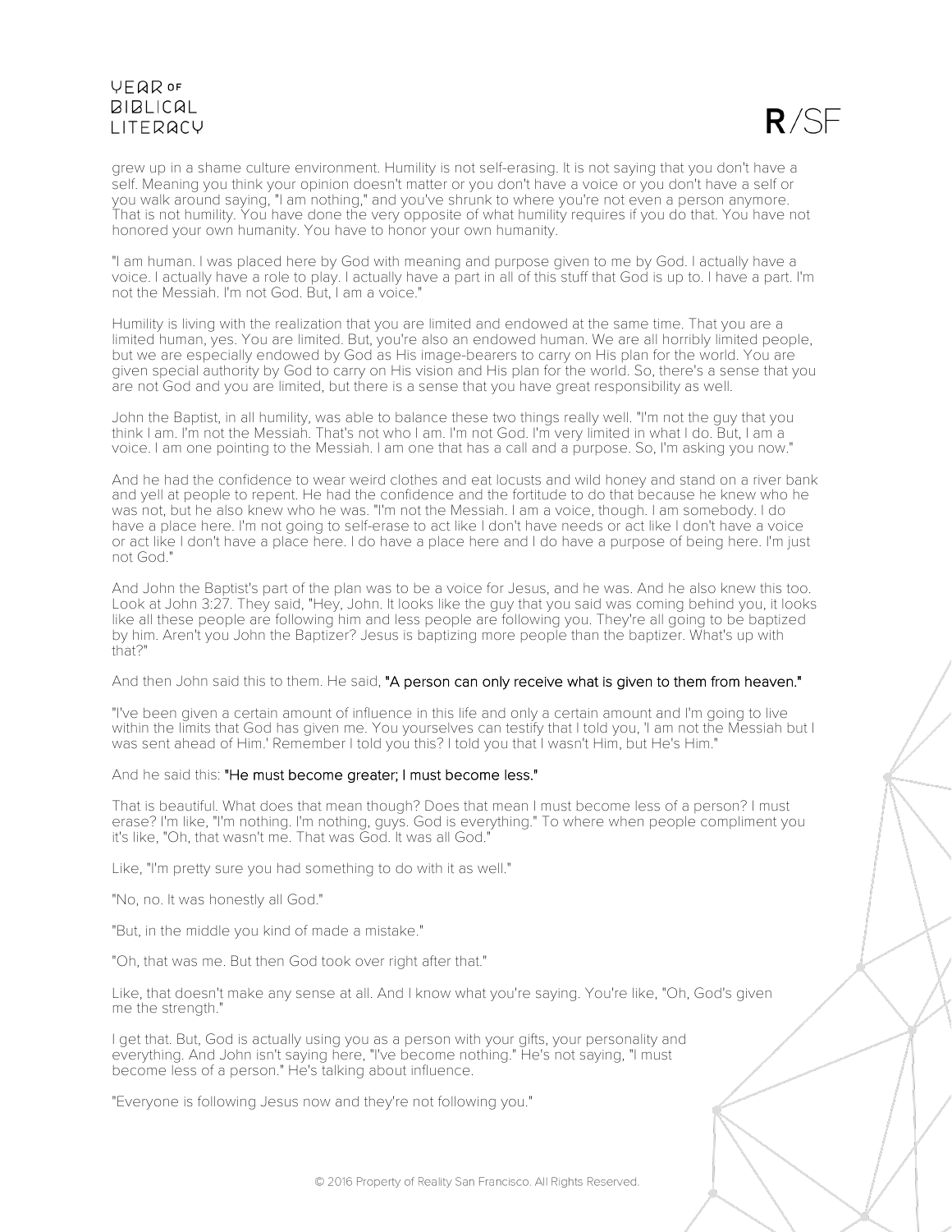grew up in a shame culture environment. Humility is not self-erasing. It is not saying that you don't have a self. Meaning you think your opinion doesn't matter or you don't have a voice or you don't have a self or you walk around saying, "I am nothing," and you've shrunk to where you're not even a person anymore. That is not humility. You have done the very opposite of what humility requires if you do that. You have not honored your own humanity. You have to honor your own humanity.

"I am human. I was placed here by God with meaning and purpose given to me by God. I actually have a voice. I actually have a role to play. I actually have a part in all of this stuff that God is up to. I have a part. I'm not the Messiah. I'm not God. But, I am a voice."

Humility is living with the realization that you are limited and endowed at the same time. That you are a limited human, yes. You are limited. But, you're also an endowed human. We are all horribly limited people, but we are especially endowed by God as His image-bearers to carry on His plan for the world. You are given special authority by God to carry on His vision and His plan for the world. So, there's a sense that you are not God and you are limited, but there is a sense that you have great responsibility as well.

John the Baptist, in all humility, was able to balance these two things really well. "I'm not the guy that you think I am. I'm not the Messiah. That's not who I am. I'm not God. I'm very limited in what I do. But, I am a voice. I am one pointing to the Messiah. I am one that has a call and a purpose. So, I'm asking you now."

And he had the confidence to wear weird clothes and eat locusts and wild honey and stand on a river bank and yell at people to repent. He had the confidence and the fortitude to do that because he knew who he was not, but he also knew who he was. "I'm not the Messiah. I am a voice, though. I am somebody. I do have a place here. I'm not going to self-erase to act like I don't have needs or act like I don't have a voice or act like I don't have a place here. I do have a place here and I do have a purpose of being here. I'm just not God."

And John the Baptist's part of the plan was to be a voice for Jesus, and he was. And he also knew this too. Look at John 3:27. They said, "Hey, John. It looks like the guy that you said was coming behind you, it looks like all these people are following him and less people are following you. They're all going to be baptized by him. Aren't you John the Baptizer? Jesus is baptizing more people than the baptizer. What's up with that?"

And then John said this to them. He said, **"A person can only receive what is given to them from heaven."**

"I've been given a certain amount of influence in this life and only a certain amount and I'm going to live within the limits that God has given me. You yourselves can testify that I told you, 'I am not the Messiah but I was sent ahead of Him.' Remember I told you this? I told you that I wasn't Him, but He's Him."

And he said this: **"He must become greater; I must become less."**

That is beautiful. What does that mean though? Does that mean I must become less of a person? I must erase? I'm like, "I'm nothing. I'm nothing, guys. God is everything." To where when people compliment you it's like, "Oh, that wasn't me. That was God. It was all God."

Like, "I'm pretty sure you had something to do with it as well."

"No, no. It was honestly all God."

"But, in the middle you kind of made a mistake."

"Oh, that was me. But then God took over right after that."

Like, that doesn't make any sense at all. And I know what you're saying. You're like, "Oh, God's given me the strength."

I get that. But, God is actually using you as a person with your gifts, your personality and everything. And John isn't saying here, "I've become nothing." He's not saying, "I must become less of a person." He's talking about influence.

"Everyone is following Jesus now and they're not following you."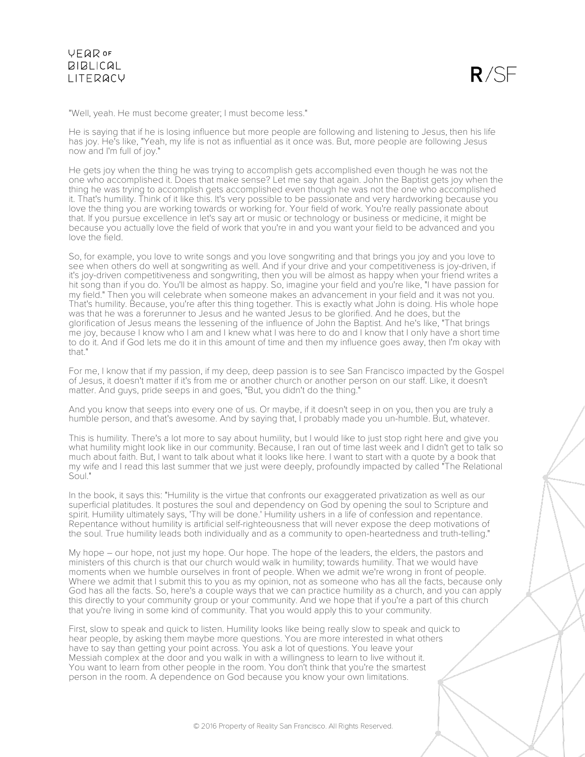"Well, yeah. He must become greater; I must become less."

He is saying that if he is losing influence but more people are following and listening to Jesus, then his life has joy. He's like, "Yeah, my life is not as influential as it once was. But, more people are following Jesus now and I'm full of joy."

He gets joy when the thing he was trying to accomplish gets accomplished even though he was not the one who accomplished it. Does that make sense? Let me say that again. John the Baptist gets joy when the thing he was trying to accomplish gets accomplished even though he was not the one who accomplished it. That's humility. Think of it like this. It's very possible to be passionate and very hardworking because you love the thing you are working towards or working for. Your field of work. You're really passionate about that. If you pursue excellence in let's say art or music or technology or business or medicine, it might be because you actually love the field of work that you're in and you want your field to be advanced and you love the field.

So, for example, you love to write songs and you love songwriting and that brings you joy and you love to see when others do well at songwriting as well. And if your drive and your competitiveness is joy-driven, if it's joy-driven competitiveness and songwriting, then you will be almost as happy when your friend writes a hit song than if you do. You'll be almost as happy. So, imagine your field and you're like, "I have passion for my field." Then you will celebrate when someone makes an advancement in your field and it was not you. That's humility. Because, you're after this thing together. This is exactly what John is doing. His whole hope was that he was a forerunner to Jesus and he wanted Jesus to be glorified. And he does, but the glorification of Jesus means the lessening of the influence of John the Baptist. And he's like, "That brings me joy, because I know who I am and I knew what I was here to do and I know that I only have a short time to do it. And if God lets me do it in this amount of time and then my influence goes away, then I'm okay with that."

For me, I know that if my passion, if my deep, deep passion is to see San Francisco impacted by the Gospel of Jesus, it doesn't matter if it's from me or another church or another person on our staff. Like, it doesn't matter. And guys, pride seeps in and goes, "But, you didn't do the thing."

And you know that seeps into every one of us. Or maybe, if it doesn't seep in on you, then you are truly a humble person, and that's awesome. And by saying that, I probably made you un-humble. But, whatever.

This is humility. There's a lot more to say about humility, but I would like to just stop right here and give you what humility might look like in our community. Because, I ran out of time last week and I didn't get to talk so much about faith. But, I want to talk about what it looks like here. I want to start with a quote by a book that my wife and I read this last summer that we just were deeply, profoundly impacted by called "The Relational Soul."

In the book, it says this: "Humility is the virtue that confronts our exaggerated privatization as well as our superficial platitudes. It postures the soul and dependency on God by opening the soul to Scripture and spirit. Humility ultimately says, 'Thy will be done.' Humility ushers in a life of confession and repentance. Repentance without humility is artificial self-righteousness that will never expose the deep motivations of the soul. True humility leads both individually and as a community to open-heartedness and truth-telling."

My hope – our hope, not just my hope. Our hope. The hope of the leaders, the elders, the pastors and ministers of this church is that our church would walk in humility; towards humility. That we would have moments when we humble ourselves in front of people. When we admit we're wrong in front of people. Where we admit that I submit this to you as my opinion, not as someone who has all the facts, because only God has all the facts. So, here's a couple ways that we can practice humility as a church, and you can apply this directly to your community group or your community. And we hope that if you're a part of this church that you're living in some kind of community. That you would apply this to your community.

First, slow to speak and quick to listen. Humility looks like being really slow to speak and quick to hear people, by asking them maybe more questions. You are more interested in what others have to say than getting your point across. You ask a lot of questions. You leave your Messiah complex at the door and you walk in with a willingness to learn to live without it. You want to learn from other people in the room. You don't think that you're the smartest person in the room. A dependence on God because you know your own limitations.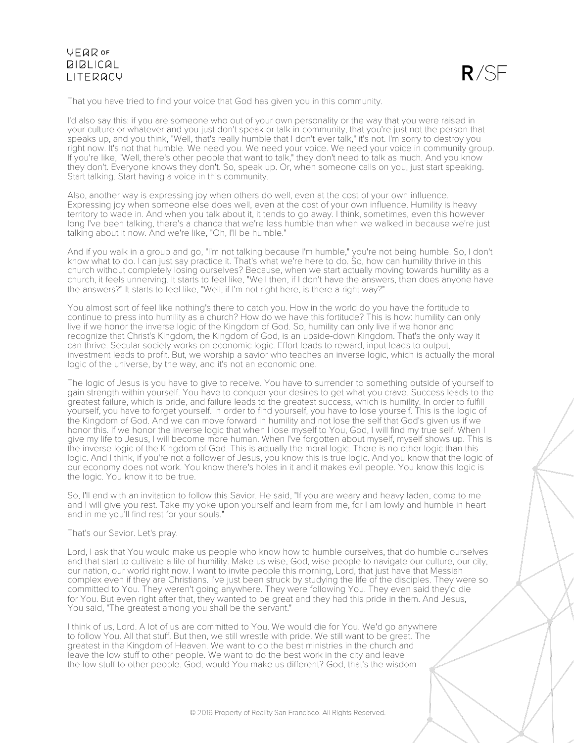That you have tried to find your voice that God has given you in this community.

I'd also say this: if you are someone who out of your own personality or the way that you were raised in your culture or whatever and you just don't speak or talk in community, that you're just not the person that speaks up, and you think, "Well, that's really humble that I don't ever talk," it's not. I'm sorry to destroy you right now. It's not that humble. We need you. We need your voice. We need your voice in community group. If you're like, "Well, there's other people that want to talk," they don't need to talk as much. And you know they don't. Everyone knows they don't. So, speak up. Or, when someone calls on you, just start speaking. Start talking. Start having a voice in this community.

Also, another way is expressing joy when others do well, even at the cost of your own influence. Expressing joy when someone else does well, even at the cost of your own influence. Humility is heavy territory to wade in. And when you talk about it, it tends to go away. I think, sometimes, even this however long I've been talking, there's a chance that we're less humble than when we walked in because we're just talking about it now. And we're like, "Oh, I'll be humble."

And if you walk in a group and go, "I'm not talking because I'm humble," you're not being humble. So, I don't know what to do. I can just say practice it. That's what we're here to do. So, how can humility thrive in this church without completely losing ourselves? Because, when we start actually moving towards humility as a church, it feels unnerving. It starts to feel like, "Well then, if I don't have the answers, then does anyone have the answers?" It starts to feel like, "Well, if I'm not right here, is there a right way?"

You almost sort of feel like nothing's there to catch you. How in the world do you have the fortitude to continue to press into humility as a church? How do we have this fortitude? This is how: humility can only live if we honor the inverse logic of the Kingdom of God. So, humility can only live if we honor and recognize that Christ's Kingdom, the Kingdom of God, is an upside-down Kingdom. That's the only way it can thrive. Secular society works on economic logic. Effort leads to reward, input leads to output, investment leads to profit. But, we worship a savior who teaches an inverse logic, which is actually the moral logic of the universe, by the way, and it's not an economic one.

The logic of Jesus is you have to give to receive. You have to surrender to something outside of yourself to gain strength within yourself. You have to conquer your desires to get what you crave. Success leads to the greatest failure, which is pride, and failure leads to the greatest success, which is humility. In order to fulfill yourself, you have to forget yourself. In order to find yourself, you have to lose yourself. This is the logic of the Kingdom of God. And we can move forward in humility and not lose the self that God's given us if we honor this. If we honor the inverse logic that when I lose myself to You, God, I will find my true self. When I give my life to Jesus, I will become more human. When I've forgotten about myself, myself shows up. This is the inverse logic of the Kingdom of God. This is actually the moral logic. There is no other logic than this logic. And I think, if you're not a follower of Jesus, you know this is true logic. And you know that the logic of our economy does not work. You know there's holes in it and it makes evil people. You know this logic is the logic. You know it to be true.

So, I'll end with an invitation to follow this Savior. He said, "If you are weary and heavy laden, come to me and I will give you rest. Take my yoke upon yourself and learn from me, for I am lowly and humble in heart and in me you'll find rest for your souls."

That's our Savior. Let's pray.

Lord, I ask that You would make us people who know how to humble ourselves, that do humble ourselves and that start to cultivate a life of humility. Make us wise, God, wise people to navigate our culture, our city, our nation, our world right now. I want to invite people this morning, Lord, that just have that Messiah complex even if they are Christians. I've just been struck by studying the life of the disciples. They were so committed to You. They weren't going anywhere. They were following You. They even said they'd die for You. But even right after that, they wanted to be great and they had this pride in them. And Jesus, You said, "The greatest among you shall be the servant."

I think of us, Lord. A lot of us are committed to You. We would die for You. We'd go anywhere to follow You. All that stuff. But then, we still wrestle with pride. We still want to be great. The greatest in the Kingdom of Heaven. We want to do the best ministries in the church and leave the low stuff to other people. We want to do the best work in the city and leave the low stuff to other people. God, would You make us different? God, that's the wisdom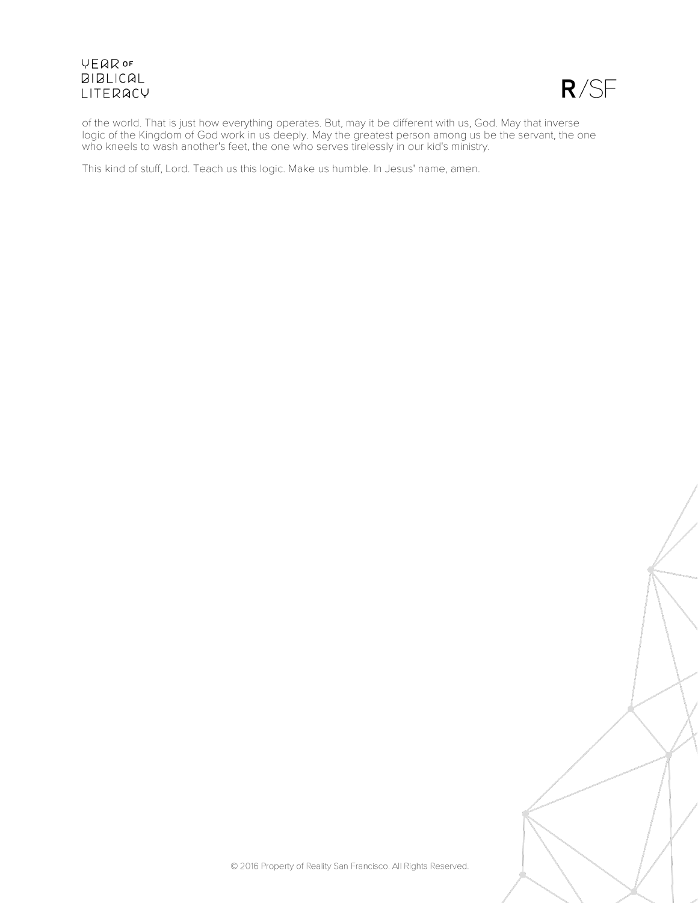of the world. That is just how everything operates. But, may it be different with us, God. May that inverse logic of the Kingdom of God work in us deeply. May the greatest person among us be the servant, the one who kneels to wash another's feet, the one who serves tirelessly in our kid's ministry.

This kind of stuff, Lord. Teach us this logic. Make us humble. In Jesus' name, amen.